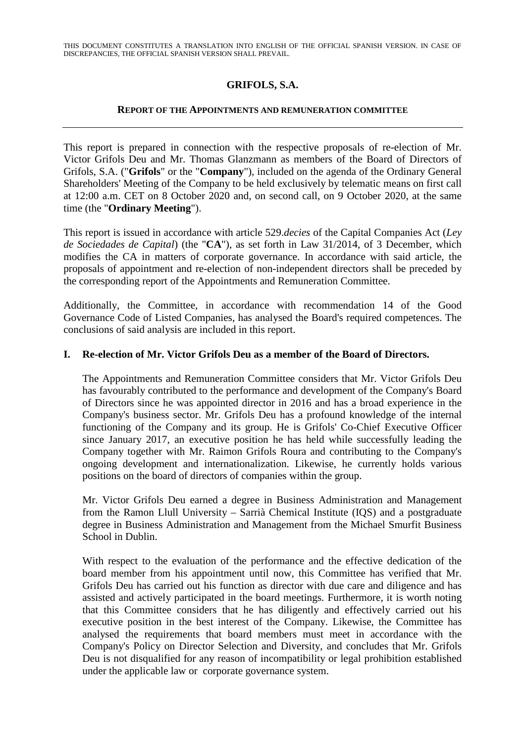THIS DOCUMENT CONSTITUTES A TRANSLATION INTO ENGLISH OF THE OFFICIAL SPANISH VERSION. IN CASE OF DISCREPANCIES, THE OFFICIAL SPANISH VERSION SHALL PREVAIL.

# GRIFOLS, S.A.

## REPORT OF THE APPOINTMENTS AND REMUNERATION COMMITTEE

---

This report is prepared in connection with the respective proposals of re-election of Mr. Victor Grifols Deu and Mr. Thomas Glanzmann as members of the Board of Directors of Grifols, S.A. ("**Grifols**" or the "**Company**"), included on the agenda of the Ordinary General Shareholders' Meeting of the Company to be held exclusively by telematic means on first call at 12:00 a.m. CET on 8 October 2020 and, on second call, on 9 October 2020, at the same time (the "**Ordinary Meeting**").

This report is issued in accordance with article 529.*decies* of the Capital Companies Act (*Ley de Sociedades de Capital*) (the "**CA**"), as set forth in Law 31/2014, of 3 December, which modifies the CA in matters of corporate governance. In accordance with said article, the proposals of appointment and re-election of non-independent directors shall be preceded by the corresponding report of the Appointments and Remuneration Committee.

Additionally, the Committee, in accordance with recommendation 14 of the Good Governance Code of Listed Companies, has analysed the Board's required competences. The conclusions of said analysis are included in this report.

### I. Re-election of Mr. Victor Grifols Deu as a member of the Board of Directors.

The Appointments and Remuneration Committee considers that Mr. Victor Grifols Deu has favourably contributed to the performance and development of the Company's Board of Directors since he was appointed director in 2016 and has a broad experience in the Company's business sector. Mr. Grifols Deu has a profound knowledge of the internal functioning of the Company and its group. He is Grifols' Co-Chief Executive Officer since January 2017, an executive position he has held while successfully leading the Company together with Mr. Raimon Grifols Roura and contributing to the Company's ongoing development and internationalization. Likewise, he currently holds various positions on the board of directors of companies within the group.

Mr. Victor Grifols Deu earned a degree in Business Administration and Management from the Ramon Llull University – Sarrià Chemical Institute (IQS) and a postgraduate degree in Business Administration and Management from the Michael Smurfit Business School in Dublin.

With respect to the evaluation of the performance and the effective dedication of the board member from his appointment until now, this Committee has verified that Mr. Grifols Deu has carried out his function as director with due care and diligence and has assisted and actively participated in the board meetings. Furthermore, it is worth noting that this Committee considers that he has diligently and effectively carried out his executive position in the best interest of the Company. Likewise, the Committee has analysed the requirements that board members must meet in accordance with the Company's Policy on Director Selection and Diversity, and concludes that Mr. Grifols Deu is not disqualified for any reason of incompatibility or legal prohibition established under the applicable law or corporate governance system.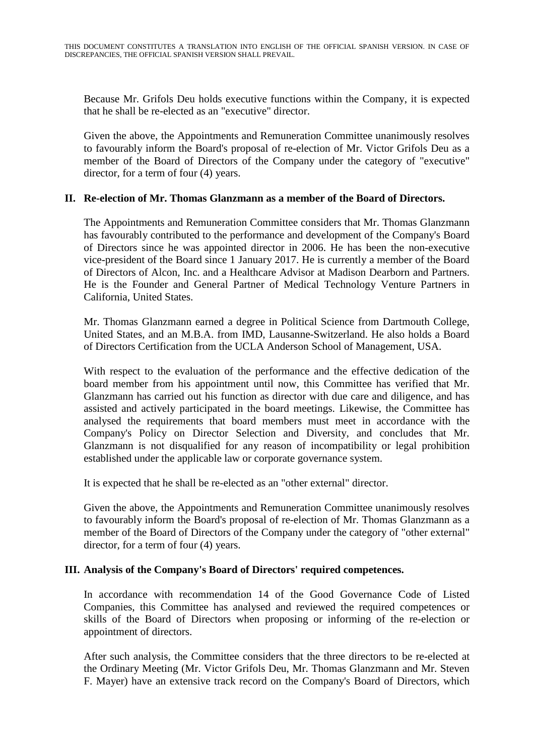Because Mr. Grifols Deu holds executive functions within the Company, it is expected that he shall be re-elected as an "executive" director.

Given the above, the Appointments and Remuneration Committee unanimously resolves to favourably inform the Board's proposal of re-election of Mr. Victor Grifols Deu as a member of the Board of Directors of the Company under the category of "executive" director, for a term of four (4) years.

## II. Re-election of Mr. Thomas Glanzmann as a member of the Board of Directors.

The Appointments and Remuneration Committee considers that Mr. Thomas Glanzmann has favourably contributed to the performance and development of the Company's Board of Directors since he was appointed director in 2006. He has been the non-executive vice-president of the Board since 1 January 2017. He is currently a member of the Board of Directors of Alcon, Inc. and a Healthcare Advisor at Madison Dearborn and Partners. He is the Founder and General Partner of Medical Technology Venture Partners in California, United States.

Mr. Thomas Glanzmann earned a degree in Political Science from Dartmouth College, United States, and an M.B.A. from IMD, Lausanne-Switzerland. He also holds a Board of Directors Certification from the UCLA Anderson School of Management, USA.

With respect to the evaluation of the performance and the effective dedication of the board member from his appointment until now, this Committee has verified that Mr. Glanzmann has carried out his function as director with due care and diligence, and has assisted and actively participated in the board meetings. Likewise, the Committee has analysed the requirements that board members must meet in accordance with the Company's Policy on Director Selection and Diversity, and concludes that Mr. Glanzmann is not disqualified for any reason of incompatibility or legal prohibition established under the applicable law or corporate governance system.

It is expected that he shall be re-elected as an "other external" director.

Given the above, the Appointments and Remuneration Committee unanimously resolves to favourably inform the Board's proposal of re-election of Mr. Thomas Glanzmann as a member of the Board of Directors of the Company under the category of "other external" director, for a term of four (4) years.

## III. Analysis of the Company's Board of Directors' required competences.

In accordance with recommendation 14 of the Good Governance Code of Listed Companies, this Committee has analysed and reviewed the required competences or skills of the Board of Directors when proposing or informing of the re-election or appointment of directors.

After such analysis, the Committee considers that the three directors to be re-elected at the Ordinary Meeting (Mr. Victor Grifols Deu, Mr. Thomas Glanzmann and Mr. Steven F. Mayer) have an extensive track record on the Company's Board of Directors, which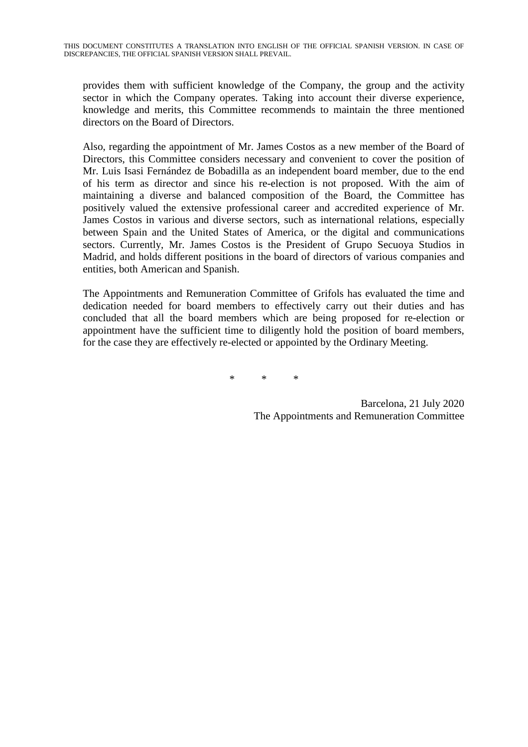provides them with sufficient knowledge of the Company, the group and the activity sector in which the Company operates. Taking into account their diverse experience, knowledge and merits, this Committee recommends to maintain the three mentioned directors on the Board of Directors.

Also, regarding the appointment of Mr. James Costos as a new member of the Board of Directors, this Committee considers necessary and convenient to cover the position of Mr. Luis Isasi Fernández de Bobadilla as an independent board member, due to the end of his term as director and since his re-election is not proposed. With the aim of maintaining a diverse and balanced composition of the Board, the Committee has positively valued the extensive professional career and accredited experience of Mr. James Costos in various and diverse sectors, such as international relations, especially between Spain and the United States of America, or the digital and communications sectors. Currently, Mr. James Costos is the President of Grupo Secuoya Studios in Madrid, and holds different positions in the board of directors of various companies and entities, both American and Spanish.

The Appointments and Remuneration Committee of Grifols has evaluated the time and dedication needed for board members to effectively carry out their duties and has concluded that all the board members which are being proposed for re-election or appointment have the sufficient time to diligently hold the position of board members, for the case they are effectively re-elected or appointed by the Ordinary Meeting.

\*   \*   \*

Barcelona, 21 July 2020
The Appointments and Remuneration Committee